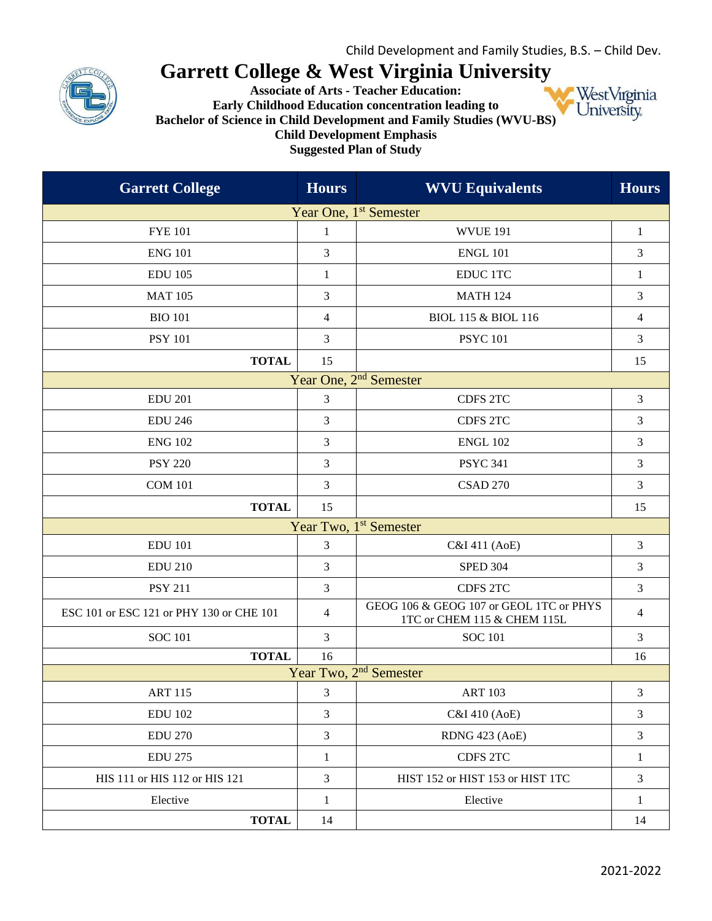Child Development and Family Studies, B.S. – Child Dev.

# Garrett College & West Virginia University

**Associate of Arts - Teacher Education:**
**Early Childhood Education concentration leading to**
**Bachelor of Science in Child Development and Family Studies (WVU-BS)**
**Child Development Emphasis**
**Suggested Plan of Study**

| Garrett College | Hours | WVU Equivalents | Hours |
|---|---|---|---|
| Year One, 1st Semester | | | |
| FYE 101 | 1 | WVUE 191 | 1 |
| ENG 101 | 3 | ENGL 101 | 3 |
| EDU 105 | 1 | EDUC 1TC | 1 |
| MAT 105 | 3 | MATH 124 | 3 |
| BIO 101 | 4 | BIOL 115 & BIOL 116 | 4 |
| PSY 101 | 3 | PSYC 101 | 3 |
| **TOTAL** | 15 | | 15 |
| Year One, 2nd Semester | | | |
| EDU 201 | 3 | CDFS 2TC | 3 |
| EDU 246 | 3 | CDFS 2TC | 3 |
| ENG 102 | 3 | ENGL 102 | 3 |
| PSY 220 | 3 | PSYC 341 | 3 |
| COM 101 | 3 | CSAD 270 | 3 |
| **TOTAL** | 15 | | 15 |
| Year Two, 1st Semester | | | |
| EDU 101 | 3 | C&I 411 (AoE) | 3 |
| EDU 210 | 3 | SPED 304 | 3 |
| PSY 211 | 3 | CDFS 2TC | 3 |
| ESC 101 or ESC 121 or PHY 130 or CHE 101 | 4 | GEOG 106 & GEOG 107 or GEOL 1TC or PHYS 1TC or CHEM 115 & CHEM 115L | 4 |
| SOC 101 | 3 | SOC 101 | 3 |
| **TOTAL** | 16 | | 16 |
| Year Two, 2nd Semester | | | |
| ART 115 | 3 | ART 103 | 3 |
| EDU 102 | 3 | C&I 410 (AoE) | 3 |
| EDU 270 | 3 | RDNG 423 (AoE) | 3 |
| EDU 275 | 1 | CDFS 2TC | 1 |
| HIS 111 or HIS 112 or HIS 121 | 3 | HIST 152 or HIST 153 or HIST 1TC | 3 |
| Elective | 1 | Elective | 1 |
| **TOTAL** | 14 | | 14 |

2021-2022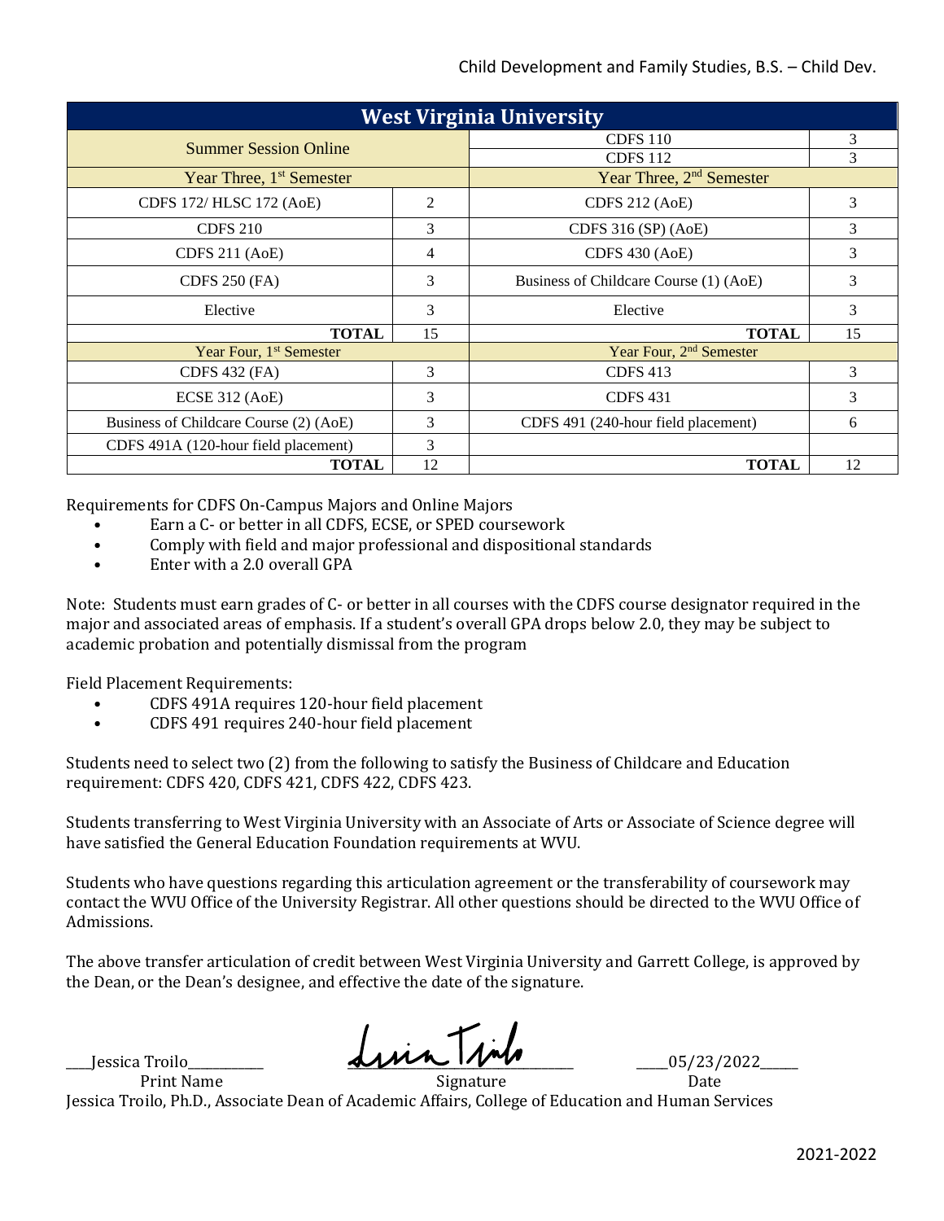Child Development and Family Studies, B.S. – Child Dev.

| West Virginia University | | | |
|---|---|---|---|
| Summer Session Online | | CDFS 110 | 3 |
| | | CDFS 112 | 3 |
| Year Three, 1st Semester | | Year Three, 2nd Semester | |
| CDFS 172/ HLSC 172 (AoE) | 2 | CDFS 212 (AoE) | 3 |
| CDFS 210 | 3 | CDFS 316 (SP) (AoE) | 3 |
| CDFS 211 (AoE) | 4 | CDFS 430 (AoE) | 3 |
| CDFS 250 (FA) | 3 | Business of Childcare Course (1) (AoE) | 3 |
| Elective | 3 | Elective | 3 |
| **TOTAL** | 15 | **TOTAL** | 15 |
| Year Four, 1st Semester | | Year Four, 2nd Semester | |
| CDFS 432 (FA) | 3 | CDFS 413 | 3 |
| ECSE 312 (AoE) | 3 | CDFS 431 | 3 |
| Business of Childcare Course (2) (AoE) | 3 | CDFS 491 (240-hour field placement) | 6 |
| CDFS 491A (120-hour field placement) | 3 | | |
| **TOTAL** | 12 | **TOTAL** | 12 |

Requirements for CDFS On-Campus Majors and Online Majors

- Earn a C- or better in all CDFS, ECSE, or SPED coursework
- Comply with field and major professional and dispositional standards
- Enter with a 2.0 overall GPA

Note: Students must earn grades of C- or better in all courses with the CDFS course designator required in the major and associated areas of emphasis. If a student's overall GPA drops below 2.0, they may be subject to academic probation and potentially dismissal from the program

Field Placement Requirements:

- CDFS 491A requires 120-hour field placement
- CDFS 491 requires 240-hour field placement

Students need to select two (2) from the following to satisfy the Business of Childcare and Education requirement: CDFS 420, CDFS 421, CDFS 422, CDFS 423.

Students transferring to West Virginia University with an Associate of Arts or Associate of Science degree will have satisfied the General Education Foundation requirements at WVU.

Students who have questions regarding this articulation agreement or the transferability of coursework may contact the WVU Office of the University Registrar. All other questions should be directed to the WVU Office of Admissions.

The above transfer articulation of credit between West Virginia University and Garrett College, is approved by the Dean, or the Dean's designee, and effective the date of the signature.

\_\_\_\_Jessica Troilo\_\_\_\_\_\_\_\_\_\_\_ [signature] \_\_\_\_\_05/23/2022\_\_\_\_\_\_

Print Name Signature Date

Jessica Troilo, Ph.D., Associate Dean of Academic Affairs, College of Education and Human Services

2021-2022